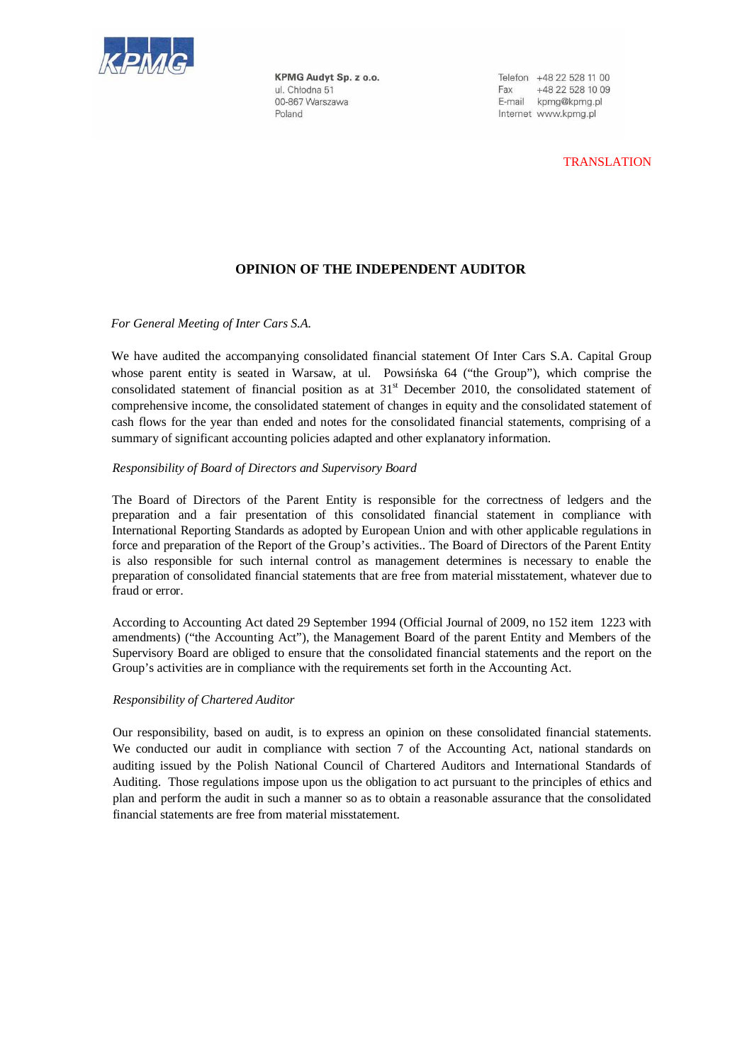KPMG Audyt Sp. z o.o.
ul. Chłodna 51
00-867 Warszawa
Poland

Telefon +48 22 528 11 00
Fax +48 22 528 10 09
E-mail kpmg@kpmg.pl
Internet www.kpmg.pl

TRANSLATION

# OPINION OF THE INDEPENDENT AUDITOR

*For General Meeting of Inter Cars S.A.*

We have audited the accompanying consolidated financial statement Of Inter Cars S.A. Capital Group whose parent entity is seated in Warsaw, at ul. Powsińska 64 ("the Group"), which comprise the consolidated statement of financial position as at 31st December 2010, the consolidated statement of comprehensive income, the consolidated statement of changes in equity and the consolidated statement of cash flows for the year than ended and notes for the consolidated financial statements, comprising of a summary of significant accounting policies adapted and other explanatory information.

*Responsibility of Board of Directors and Supervisory Board*

The Board of Directors of the Parent Entity is responsible for the correctness of ledgers and the preparation and a fair presentation of this consolidated financial statement in compliance with International Reporting Standards as adopted by European Union and with other applicable regulations in force and preparation of the Report of the Group's activities.. The Board of Directors of the Parent Entity is also responsible for such internal control as management determines is necessary to enable the preparation of consolidated financial statements that are free from material misstatement, whatever due to fraud or error.

According to Accounting Act dated 29 September 1994 (Official Journal of 2009, no 152 item 1223 with amendments) ("the Accounting Act"), the Management Board of the parent Entity and Members of the Supervisory Board are obliged to ensure that the consolidated financial statements and the report on the Group's activities are in compliance with the requirements set forth in the Accounting Act.

*Responsibility of Chartered Auditor*

Our responsibility, based on audit, is to express an opinion on these consolidated financial statements. We conducted our audit in compliance with section 7 of the Accounting Act, national standards on auditing issued by the Polish National Council of Chartered Auditors and International Standards of Auditing. Those regulations impose upon us the obligation to act pursuant to the principles of ethics and plan and perform the audit in such a manner so as to obtain a reasonable assurance that the consolidated financial statements are free from material misstatement.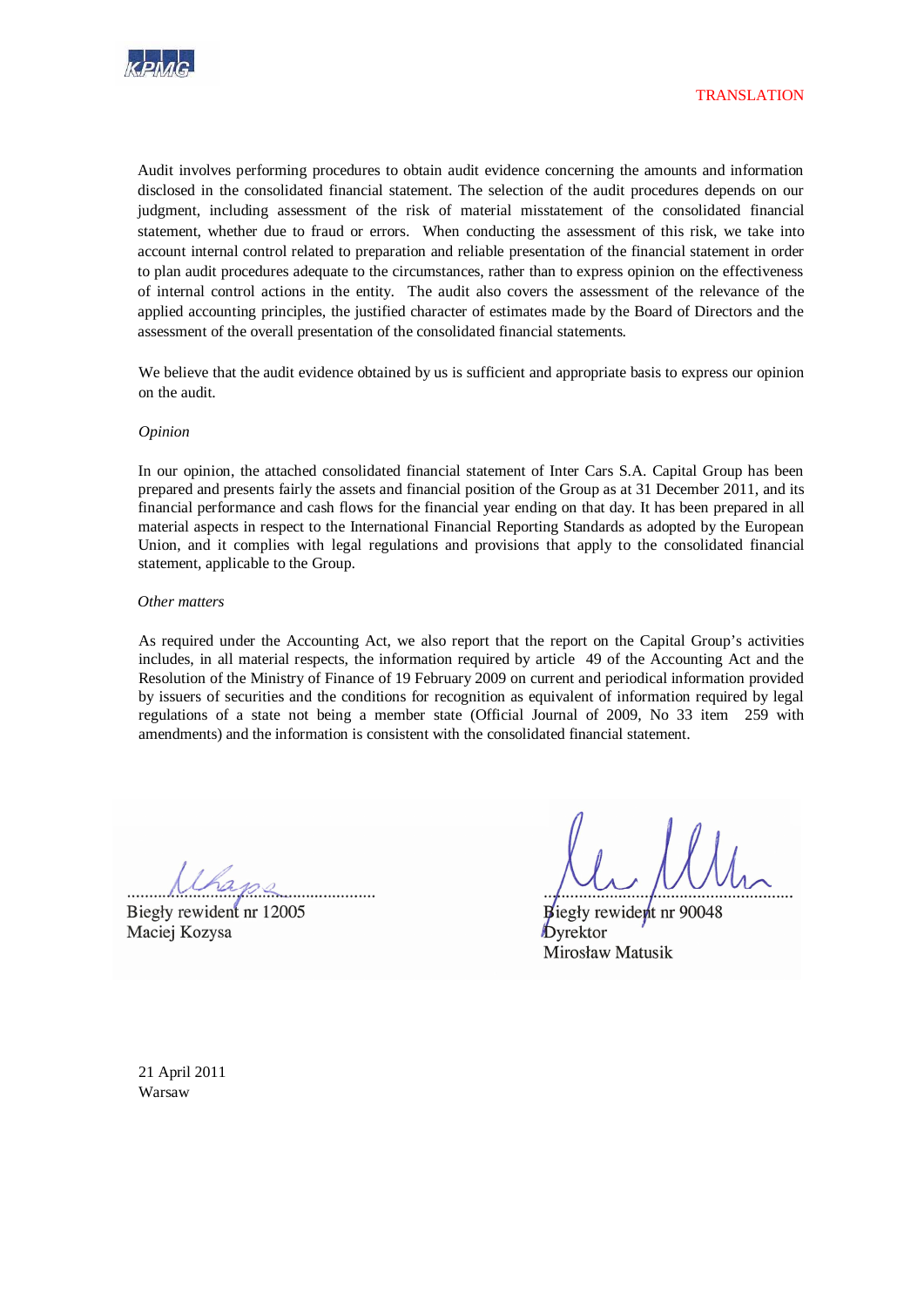TRANSLATION

Audit involves performing procedures to obtain audit evidence concerning the amounts and information disclosed in the consolidated financial statement. The selection of the audit procedures depends on our judgment, including assessment of the risk of material misstatement of the consolidated financial statement, whether due to fraud or errors. When conducting the assessment of this risk, we take into account internal control related to preparation and reliable presentation of the financial statement in order to plan audit procedures adequate to the circumstances, rather than to express opinion on the effectiveness of internal control actions in the entity. The audit also covers the assessment of the relevance of the applied accounting principles, the justified character of estimates made by the Board of Directors and the assessment of the overall presentation of the consolidated financial statements.

We believe that the audit evidence obtained by us is sufficient and appropriate basis to express our opinion on the audit.

*Opinion*

In our opinion, the attached consolidated financial statement of Inter Cars S.A. Capital Group has been prepared and presents fairly the assets and financial position of the Group as at 31 December 2011, and its financial performance and cash flows for the financial year ending on that day. It has been prepared in all material aspects in respect to the International Financial Reporting Standards as adopted by the European Union, and it complies with legal regulations and provisions that apply to the consolidated financial statement, applicable to the Group.

*Other matters*

As required under the Accounting Act, we also report that the report on the Capital Group's activities includes, in all material respects, the information required by article 49 of the Accounting Act and the Resolution of the Ministry of Finance of 19 February 2009 on current and periodical information provided by issuers of securities and the conditions for recognition as equivalent of information required by legal regulations of a state not being a member state (Official Journal of 2009, No 33 item 259 with amendments) and the information is consistent with the consolidated financial statement.

.............................................................
Biegły rewident nr 12005
Maciej Kozysa

.............................................................
Biegły rewident nr 90048
Dyrektor
Mirosław Matusik

21 April 2011
Warsaw